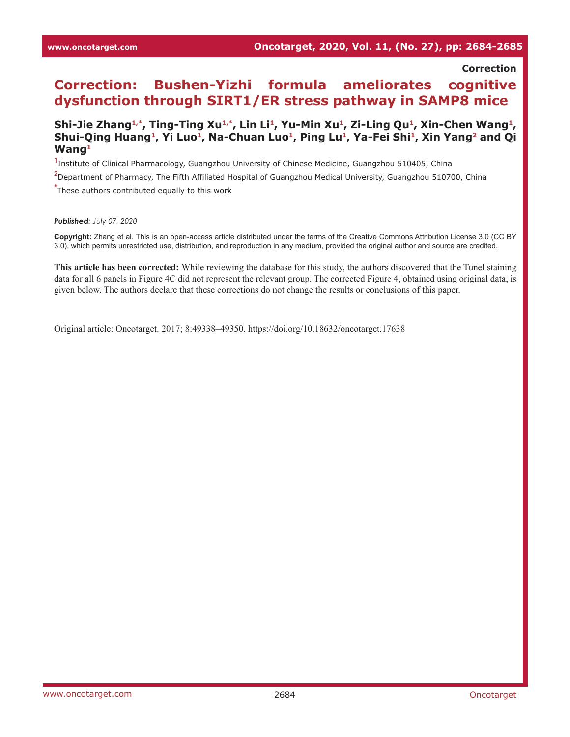Correction

# Correction: Bushen-Yizhi formula ameliorates cognitive dysfunction through SIRT1/ER stress pathway in SAMP8 mice

**Shi-Jie Zhang[1,*], Ting-Ting Xu[1,*], Lin Li[1], Yu-Min Xu[1], Zi-Ling Qu[1], Xin-Chen Wang[1], Shui-Qing Huang[1], Yi Luo[1], Na-Chuan Luo[1], Ping Lu[1], Ya-Fei Shi[1], Xin Yang[2] and Qi Wang[1]**

[1] Institute of Clinical Pharmacology, Guangzhou University of Chinese Medicine, Guangzhou 510405, China

[2] Department of Pharmacy, The Fifth Affiliated Hospital of Guangzhou Medical University, Guangzhou 510700, China

[*] These authors contributed equally to this work

***Published***: *July 07, 2020*

**Copyright:** Zhang et al. This is an open-access article distributed under the terms of the Creative Commons Attribution License 3.0 (CC BY 3.0), which permits unrestricted use, distribution, and reproduction in any medium, provided the original author and source are credited.

**This article has been corrected:** While reviewing the database for this study, the authors discovered that the Tunel staining data for all 6 panels in Figure 4C did not represent the relevant group. The corrected Figure 4, obtained using original data, is given below. The authors declare that these corrections do not change the results or conclusions of this paper.

Original article: Oncotarget. 2017; 8:49338–49350. https://doi.org/10.18632/oncotarget.17638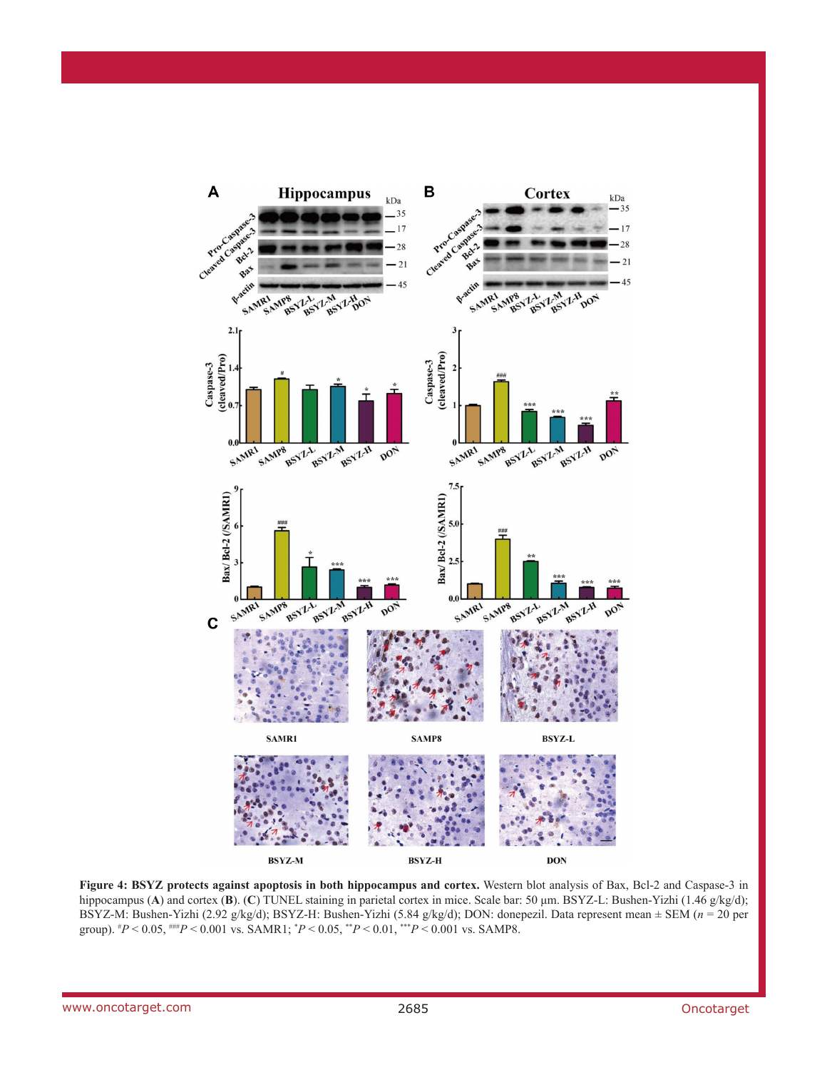A

Hippocampus

kDa

Pro-Caspase-3
Cleaved Caspase-3
Bcl-2
Bax
β-actin

35
17
28
21
45

SAMR1 SAMP8 BSYZ-L BSYZ-M BSYZ-H DON

B

Cortex

kDa

Pro-Caspase-3
Cleaved Caspase-3
Bcl-2
Bax
β-actin

35
17
28
21
45

SAMR1 SAMP8 BSYZ-L BSYZ-M BSYZ-H DON

Caspase-3 (cleaved/Pro)

2.1
1.4
0.7
0.0

#
*
*
*

SAMR1 SAMP8 BSYZ-L BSYZ-M BSYZ-H DON

Caspase-3 (cleaved/Pro)

3
2
1
0

###
***
***
***
**

SAMR1 SAMP8 BSYZ-L BSYZ-M BSYZ-H DON

Bax/ Bcl-2 (/SAMR1)

9
6
3
0

###
*
***
***
***

SAMR1 SAMP8 BSYZ-L BSYZ-M BSYZ-H DON

Bax/ Bcl-2 (/SAMR1)

7.5
5.0
2.5
0.0

###
**
***
***
***

SAMR1 SAMP8 BSYZ-L BSYZ-M BSYZ-H DON

C

SAMR1
SAMP8
BSYZ-L
BSYZ-M
BSYZ-H
DON

**Figure 4: BSYZ protects against apoptosis in both hippocampus and cortex.** Western blot analysis of Bax, Bcl-2 and Caspase-3 in hippocampus (**A**) and cortex (**B**). (**C**) TUNEL staining in parietal cortex in mice. Scale bar: 50 μm. BSYZ-L: Bushen-Yizhi (1.46 g/kg/d); BSYZ-M: Bushen-Yizhi (2.92 g/kg/d); BSYZ-H: Bushen-Yizhi (5.84 g/kg/d); DON: donepezil. Data represent mean ± SEM ($n$ = 20 per group). $^{\#}P < 0.05$, $^{\#\#\#}P < 0.001$ vs. SAMR1; $^{*}P < 0.05$, $^{**}P < 0.01$, $^{***}P < 0.001$ vs. SAMP8.